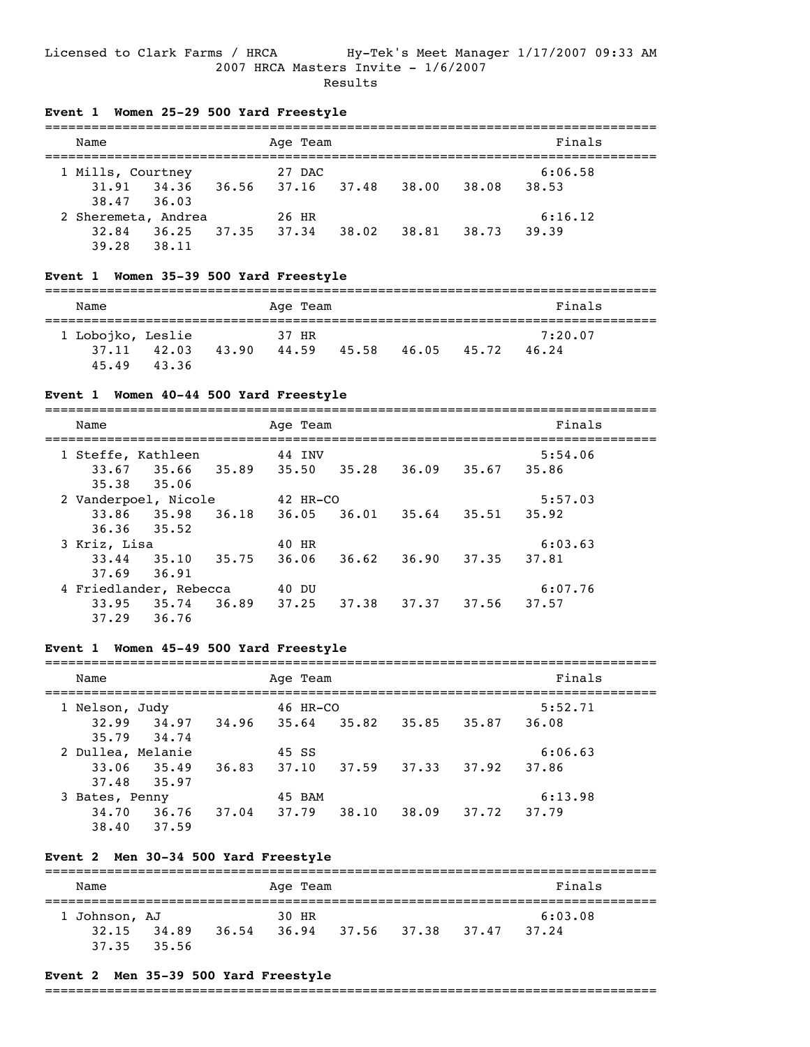Licensed to Clark Farms / HRCA Hy-Tek's Meet Manager 1/17/2007 09:33 AM

2007 HRCA Masters Invite - 1/6/2007

Results

### Event 1 Women 25-29 500 Yard Freestyle

```
===============================================================================
    Name                       Age Team                                 Finals
===============================================================================
  1 Mills, Courtney             27 DAC                                 6:06.58
       31.91    34.36    36.56    37.16    37.48    38.00    38.08    38.53
       38.47    36.03
  2 Sheremeta, Andrea           26 HR                                  6:16.12
       32.84    36.25    37.35    37.34    38.02    38.81    38.73    39.39
       39.28    38.11
```

### Event 1 Women 35-39 500 Yard Freestyle

```
===============================================================================
    Name                       Age Team                                 Finals
===============================================================================
  1 Lobojko, Leslie             37 HR                                  7:20.07
       37.11    42.03    43.90    44.59    45.58    46.05    45.72    46.24
       45.49    43.36
```

### Event 1 Women 40-44 500 Yard Freestyle

```
===============================================================================
    Name                       Age Team                                 Finals
===============================================================================
  1 Steffe, Kathleen            44 INV                                 5:54.06
       33.67    35.66    35.89    35.50    35.28    36.09    35.67    35.86
       35.38    35.06
  2 Vanderpoel, Nicole          42 HR-CO                               5:57.03
       33.86    35.98    36.18    36.05    36.01    35.64    35.51    35.92
       36.36    35.52
  3 Kriz, Lisa                  40 HR                                  6:03.63
       33.44    35.10    35.75    36.06    36.62    36.90    37.35    37.81
       37.69    36.91
  4 Friedlander, Rebecca        40 DU                                  6:07.76
       33.95    35.74    36.89    37.25    37.38    37.37    37.56    37.57
       37.29    36.76
```

### Event 1 Women 45-49 500 Yard Freestyle

```
===============================================================================
    Name                       Age Team                                 Finals
===============================================================================
  1 Nelson, Judy                46 HR-CO                               5:52.71
       32.99    34.97    34.96    35.64    35.82    35.85    35.87    36.08
       35.79    34.74
  2 Dullea, Melanie             45 SS                                  6:06.63
       33.06    35.49    36.83    37.10    37.59    37.33    37.92    37.86
       37.48    35.97
  3 Bates, Penny                45 BAM                                 6:13.98
       34.70    36.76    37.04    37.79    38.10    38.09    37.72    37.79
       38.40    37.59
```

### Event 2 Men 30-34 500 Yard Freestyle

```
===============================================================================
    Name                       Age Team                                 Finals
===============================================================================
  1 Johnson, AJ                 30 HR                                  6:03.08
       32.15    34.89    36.54    36.94    37.56    37.38    37.47    37.24
       37.35    35.56
```

### Event 2 Men 35-39 500 Yard Freestyle

```
===============================================================================
```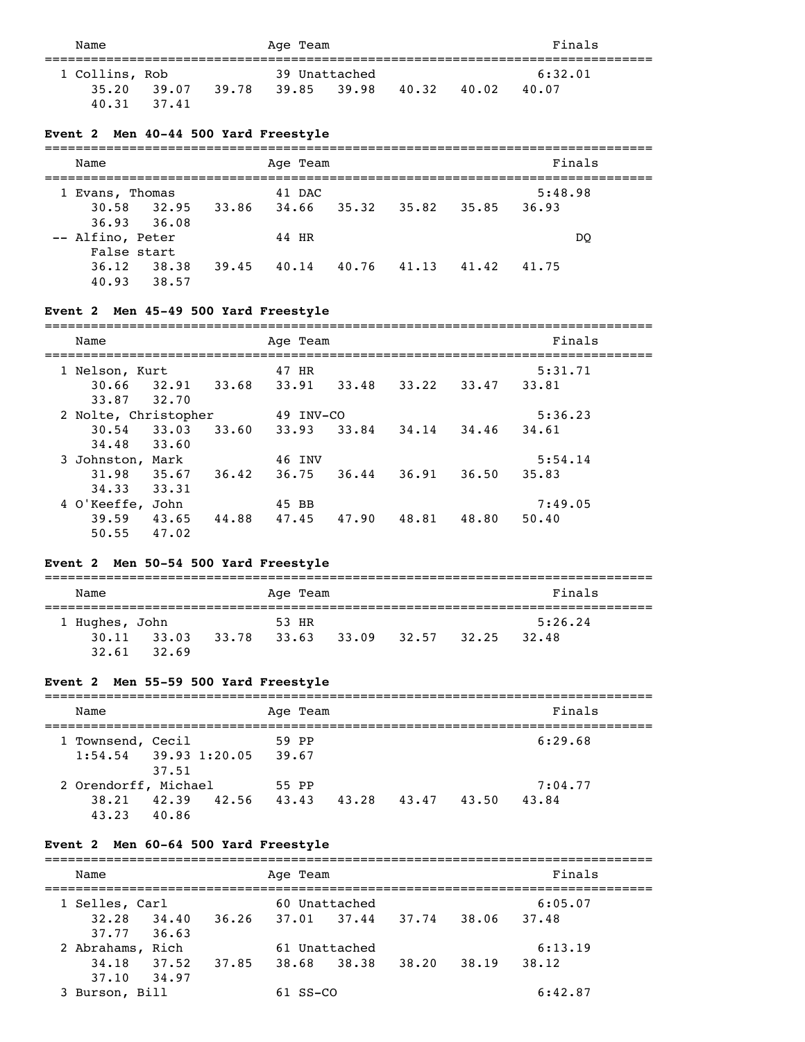| Name | Age | Team | Finals |
|---|---|---|---|
| 1 Collins, Rob | 39 | Unattached | 6:32.01 |

35.20 39.07 39.78 39.85 39.98 40.32 40.02 40.07
40.31 37.41

### Event 2 Men 40-44 500 Yard Freestyle

| Name | Age | Team | Finals |
|---|---|---|---|
| 1 Evans, Thomas | 41 | DAC | 5:48.98 |
| -- Alfino, Peter | 44 | HR | DQ |

Evans, Thomas splits:
30.58 32.95 33.86 34.66 35.32 35.82 35.85 36.93
36.93 36.08

Alfino, Peter — False start
36.12 38.38 39.45 40.14 40.76 41.13 41.42 41.75
40.93 38.57

### Event 2 Men 45-49 500 Yard Freestyle

| Name | Age | Team | Finals |
|---|---|---|---|
| 1 Nelson, Kurt | 47 | HR | 5:31.71 |
| 2 Nolte, Christopher | 49 | INV-CO | 5:36.23 |
| 3 Johnston, Mark | 46 | INV | 5:54.14 |
| 4 O'Keeffe, John | 45 | BB | 7:49.05 |

Nelson, Kurt splits:
30.66 32.91 33.68 33.91 33.48 33.22 33.47 33.81
33.87 32.70

Nolte, Christopher splits:
30.54 33.03 33.60 33.93 33.84 34.14 34.46 34.61
34.48 33.60

Johnston, Mark splits:
31.98 35.67 36.42 36.75 36.44 36.91 36.50 35.83
34.33 33.31

O'Keeffe, John splits:
39.59 43.65 44.88 47.45 47.90 48.81 48.80 50.40
50.55 47.02

### Event 2 Men 50-54 500 Yard Freestyle

| Name | Age | Team | Finals |
|---|---|---|---|
| 1 Hughes, John | 53 | HR | 5:26.24 |

30.11 33.03 33.78 33.63 33.09 32.57 32.25 32.48
32.61 32.69

### Event 2 Men 55-59 500 Yard Freestyle

| Name | Age | Team | Finals |
|---|---|---|---|
| 1 Townsend, Cecil | 59 | PP | 6:29.68 |
| 2 Orendorff, Michael | 55 | PP | 7:04.77 |

Townsend, Cecil splits:
1:54.54 39.93 1:20.05 39.67
37.51

Orendorff, Michael splits:
38.21 42.39 42.56 43.43 43.28 43.47 43.50 43.84
43.23 40.86

### Event 2 Men 60-64 500 Yard Freestyle

| Name | Age | Team | Finals |
|---|---|---|---|
| 1 Selles, Carl | 60 | Unattached | 6:05.07 |
| 2 Abrahams, Rich | 61 | Unattached | 6:13.19 |
| 3 Burson, Bill | 61 | SS-CO | 6:42.87 |

Selles, Carl splits:
32.28 34.40 36.26 37.01 37.44 37.74 38.06 37.48
37.77 36.63

Abrahams, Rich splits:
34.18 37.52 37.85 38.68 38.38 38.20 38.19 38.12
37.10 34.97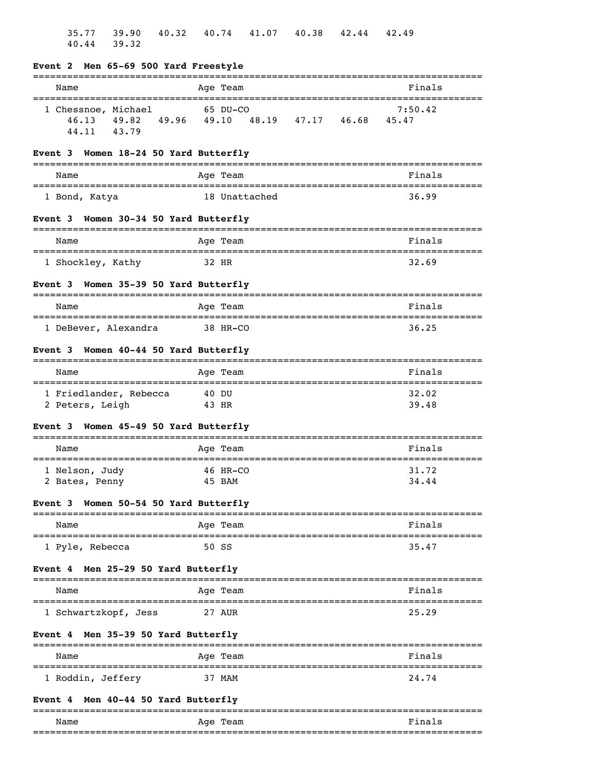35.77 39.90 40.32 40.74 41.07 40.38 42.44 42.49
40.44 39.32

### Event 2 Men 65-69 500 Yard Freestyle

| Name | Age | Team | Finals |
|---|---|---|---|
| 1 Chessnoe, Michael | 65 | DU-CO | 7:50.42 |

46.13 49.82 49.96 49.10 48.19 47.17 46.68 45.47
44.11 43.79

### Event 3 Women 18-24 50 Yard Butterfly

| Name | Age | Team | Finals |
|---|---|---|---|
| 1 Bond, Katya | 18 | Unattached | 36.99 |

### Event 3 Women 30-34 50 Yard Butterfly

| Name | Age | Team | Finals |
|---|---|---|---|
| 1 Shockley, Kathy | 32 | HR | 32.69 |

### Event 3 Women 35-39 50 Yard Butterfly

| Name | Age | Team | Finals |
|---|---|---|---|
| 1 DeBever, Alexandra | 38 | HR-CO | 36.25 |

### Event 3 Women 40-44 50 Yard Butterfly

| Name | Age | Team | Finals |
|---|---|---|---|
| 1 Friedlander, Rebecca | 40 | DU | 32.02 |
| 2 Peters, Leigh | 43 | HR | 39.48 |

### Event 3 Women 45-49 50 Yard Butterfly

| Name | Age | Team | Finals |
|---|---|---|---|
| 1 Nelson, Judy | 46 | HR-CO | 31.72 |
| 2 Bates, Penny | 45 | BAM | 34.44 |

### Event 3 Women 50-54 50 Yard Butterfly

| Name | Age | Team | Finals |
|---|---|---|---|
| 1 Pyle, Rebecca | 50 | SS | 35.47 |

### Event 4 Men 25-29 50 Yard Butterfly

| Name | Age | Team | Finals |
|---|---|---|---|
| 1 Schwartzkopf, Jess | 27 | AUR | 25.29 |

### Event 4 Men 35-39 50 Yard Butterfly

| Name | Age | Team | Finals |
|---|---|---|---|
| 1 Roddin, Jeffery | 37 | MAM | 24.74 |

### Event 4 Men 40-44 50 Yard Butterfly

| Name | Age | Team | Finals |
|---|---|---|---|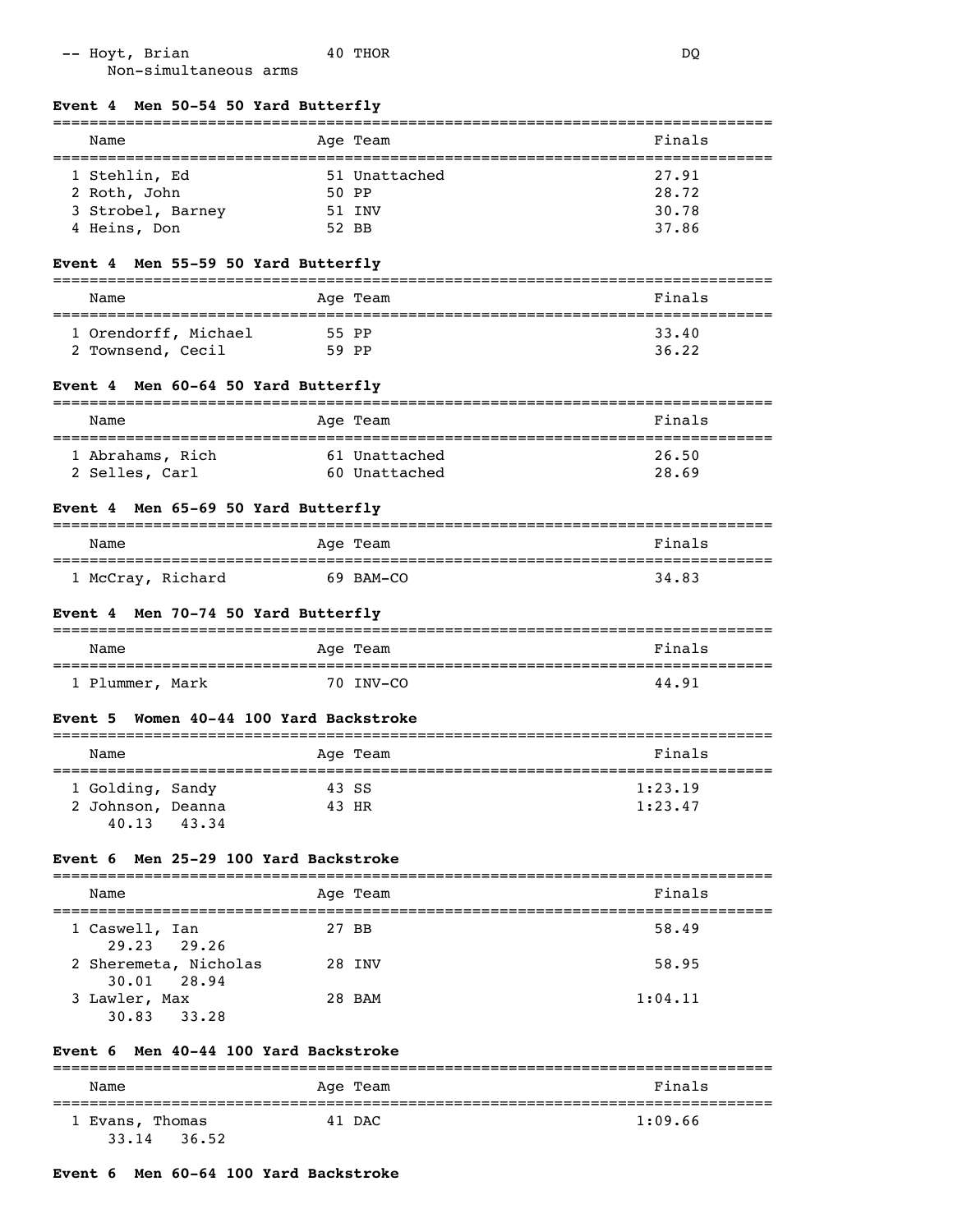| | Name | Age | Team | Finals |
|---|---|---|---|---|
| -- | Hoyt, Brian | 40 | THOR | DQ |
| | Non-simultaneous arms | | | |

**Event 4 Men 50-54 50 Yard Butterfly**

| | Name | Age | Team | Finals |
|---|---|---|---|---|
| 1 | Stehlin, Ed | 51 | Unattached | 27.91 |
| 2 | Roth, John | 50 | PP | 28.72 |
| 3 | Strobel, Barney | 51 | INV | 30.78 |
| 4 | Heins, Don | 52 | BB | 37.86 |

**Event 4 Men 55-59 50 Yard Butterfly**

| | Name | Age | Team | Finals |
|---|---|---|---|---|
| 1 | Orendorff, Michael | 55 | PP | 33.40 |
| 2 | Townsend, Cecil | 59 | PP | 36.22 |

**Event 4 Men 60-64 50 Yard Butterfly**

| | Name | Age | Team | Finals |
|---|---|---|---|---|
| 1 | Abrahams, Rich | 61 | Unattached | 26.50 |
| 2 | Selles, Carl | 60 | Unattached | 28.69 |

**Event 4 Men 65-69 50 Yard Butterfly**

| | Name | Age | Team | Finals |
|---|---|---|---|---|
| 1 | McCray, Richard | 69 | BAM-CO | 34.83 |

**Event 4 Men 70-74 50 Yard Butterfly**

| | Name | Age | Team | Finals |
|---|---|---|---|---|
| 1 | Plummer, Mark | 70 | INV-CO | 44.91 |

**Event 5 Women 40-44 100 Yard Backstroke**

| | Name | Age | Team | Finals |
|---|---|---|---|---|
| 1 | Golding, Sandy | 43 | SS | 1:23.19 |
| 2 | Johnson, Deanna | 43 | HR | 1:23.47 |
| | 40.13 43.34 | | | |

**Event 6 Men 25-29 100 Yard Backstroke**

| | Name | Age | Team | Finals |
|---|---|---|---|---|
| 1 | Caswell, Ian | 27 | BB | 58.49 |
| | 29.23 29.26 | | | |
| 2 | Sheremeta, Nicholas | 28 | INV | 58.95 |
| | 30.01 28.94 | | | |
| 3 | Lawler, Max | 28 | BAM | 1:04.11 |
| | 30.83 33.28 | | | |

**Event 6 Men 40-44 100 Yard Backstroke**

| | Name | Age | Team | Finals |
|---|---|---|---|---|
| 1 | Evans, Thomas | 41 | DAC | 1:09.66 |
| | 33.14 36.52 | | | |

**Event 6 Men 60-64 100 Yard Backstroke**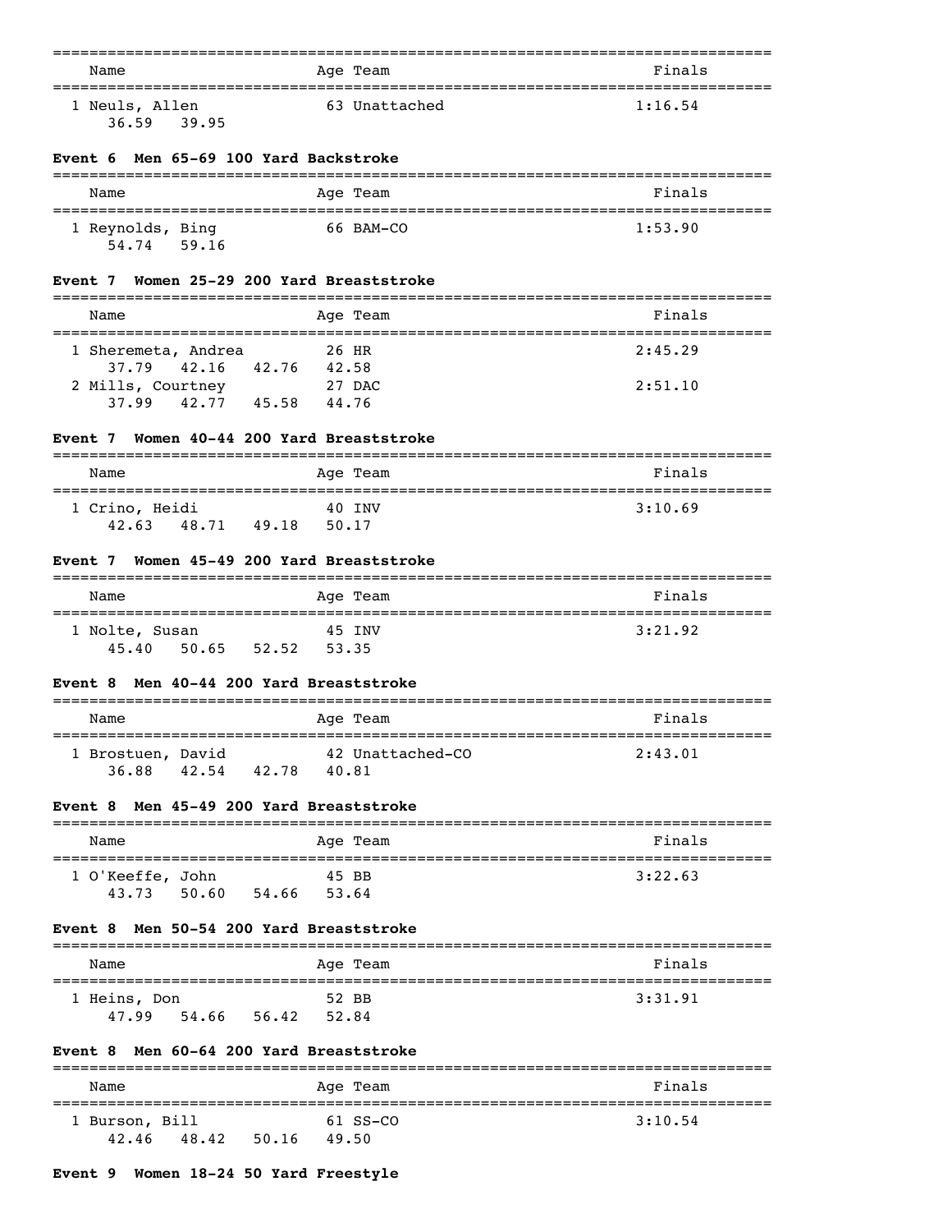| Name | Age | Team | Finals |
|---|---|---|---|
| 1 Neuls, Allen | 63 | Unattached | 1:16.54 |
| 36.59  39.95 | | | |

**Event 6  Men 65-69 100 Yard Backstroke**

| Name | Age | Team | Finals |
|---|---|---|---|
| 1 Reynolds, Bing | 66 | BAM-CO | 1:53.90 |
| 54.74  59.16 | | | |

**Event 7  Women 25-29 200 Yard Breaststroke**

| Name | Age | Team | Finals |
|---|---|---|---|
| 1 Sheremeta, Andrea | 26 | HR | 2:45.29 |
| 37.79  42.16  42.76  42.58 | | | |
| 2 Mills, Courtney | 27 | DAC | 2:51.10 |
| 37.99  42.77  45.58  44.76 | | | |

**Event 7  Women 40-44 200 Yard Breaststroke**

| Name | Age | Team | Finals |
|---|---|---|---|
| 1 Crino, Heidi | 40 | INV | 3:10.69 |
| 42.63  48.71  49.18  50.17 | | | |

**Event 7  Women 45-49 200 Yard Breaststroke**

| Name | Age | Team | Finals |
|---|---|---|---|
| 1 Nolte, Susan | 45 | INV | 3:21.92 |
| 45.40  50.65  52.52  53.35 | | | |

**Event 8  Men 40-44 200 Yard Breaststroke**

| Name | Age | Team | Finals |
|---|---|---|---|
| 1 Brostuen, David | 42 | Unattached-CO | 2:43.01 |
| 36.88  42.54  42.78  40.81 | | | |

**Event 8  Men 45-49 200 Yard Breaststroke**

| Name | Age | Team | Finals |
|---|---|---|---|
| 1 O'Keeffe, John | 45 | BB | 3:22.63 |
| 43.73  50.60  54.66  53.64 | | | |

**Event 8  Men 50-54 200 Yard Breaststroke**

| Name | Age | Team | Finals |
|---|---|---|---|
| 1 Heins, Don | 52 | BB | 3:31.91 |
| 47.99  54.66  56.42  52.84 | | | |

**Event 8  Men 60-64 200 Yard Breaststroke**

| Name | Age | Team | Finals |
|---|---|---|---|
| 1 Burson, Bill | 61 | SS-CO | 3:10.54 |
| 42.46  48.42  50.16  49.50 | | | |

**Event 9  Women 18-24 50 Yard Freestyle**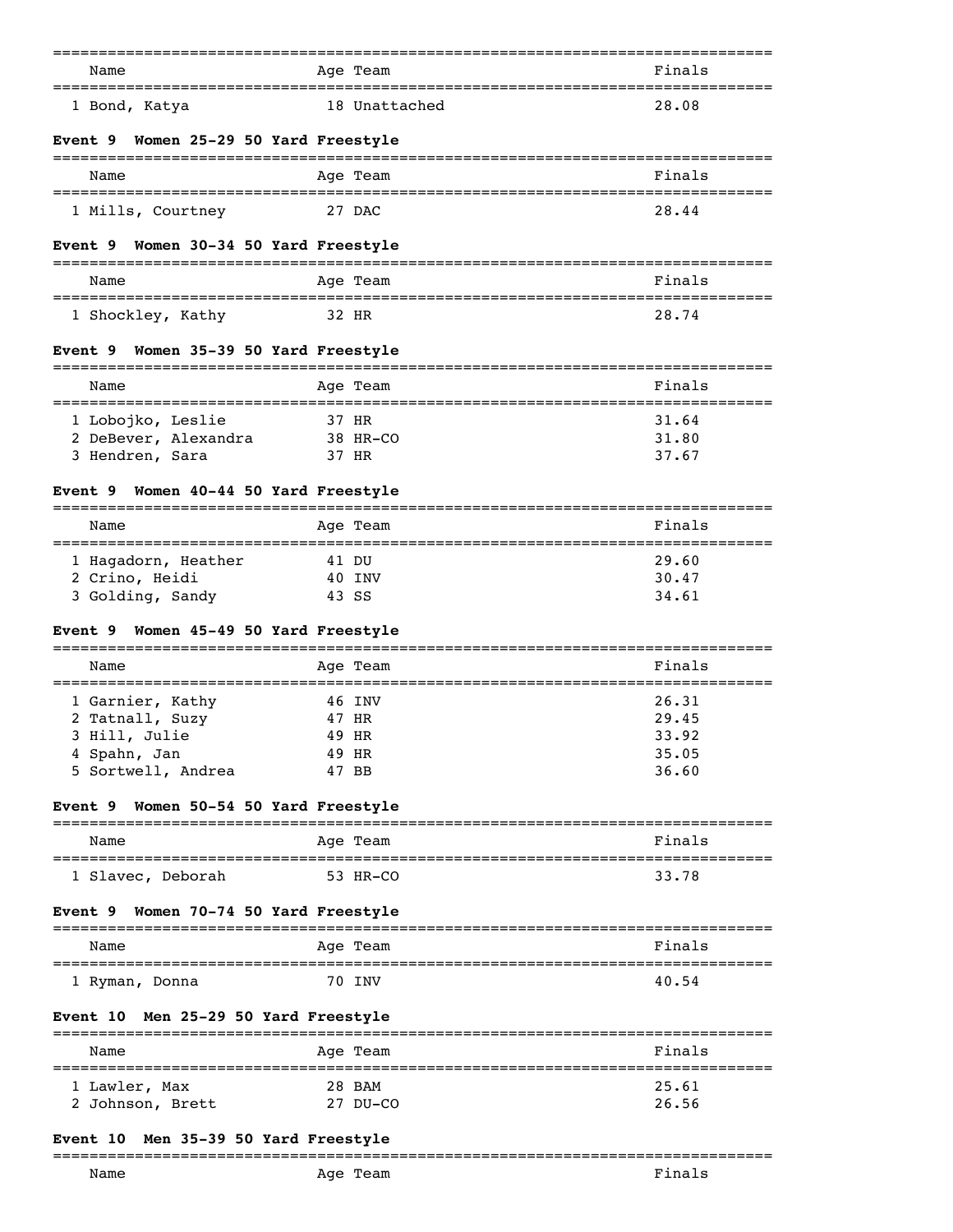| Name | Age | Team | Finals |
|---|---|---|---|
| 1 Bond, Katya | 18 | Unattached | 28.08 |

**Event 9  Women 25-29 50 Yard Freestyle**

| Name | Age | Team | Finals |
|---|---|---|---|
| 1 Mills, Courtney | 27 | DAC | 28.44 |

**Event 9  Women 30-34 50 Yard Freestyle**

| Name | Age | Team | Finals |
|---|---|---|---|
| 1 Shockley, Kathy | 32 | HR | 28.74 |

**Event 9  Women 35-39 50 Yard Freestyle**

| Name | Age | Team | Finals |
|---|---|---|---|
| 1 Lobojko, Leslie | 37 | HR | 31.64 |
| 2 DeBever, Alexandra | 38 | HR-CO | 31.80 |
| 3 Hendren, Sara | 37 | HR | 37.67 |

**Event 9  Women 40-44 50 Yard Freestyle**

| Name | Age | Team | Finals |
|---|---|---|---|
| 1 Hagadorn, Heather | 41 | DU | 29.60 |
| 2 Crino, Heidi | 40 | INV | 30.47 |
| 3 Golding, Sandy | 43 | SS | 34.61 |

**Event 9  Women 45-49 50 Yard Freestyle**

| Name | Age | Team | Finals |
|---|---|---|---|
| 1 Garnier, Kathy | 46 | INV | 26.31 |
| 2 Tatnall, Suzy | 47 | HR | 29.45 |
| 3 Hill, Julie | 49 | HR | 33.92 |
| 4 Spahn, Jan | 49 | HR | 35.05 |
| 5 Sortwell, Andrea | 47 | BB | 36.60 |

**Event 9  Women 50-54 50 Yard Freestyle**

| Name | Age | Team | Finals |
|---|---|---|---|
| 1 Slavec, Deborah | 53 | HR-CO | 33.78 |

**Event 9  Women 70-74 50 Yard Freestyle**

| Name | Age | Team | Finals |
|---|---|---|---|
| 1 Ryman, Donna | 70 | INV | 40.54 |

**Event 10  Men 25-29 50 Yard Freestyle**

| Name | Age | Team | Finals |
|---|---|---|---|
| 1 Lawler, Max | 28 | BAM | 25.61 |
| 2 Johnson, Brett | 27 | DU-CO | 26.56 |

**Event 10  Men 35-39 50 Yard Freestyle**

| Name | Age | Team | Finals |
|---|---|---|---|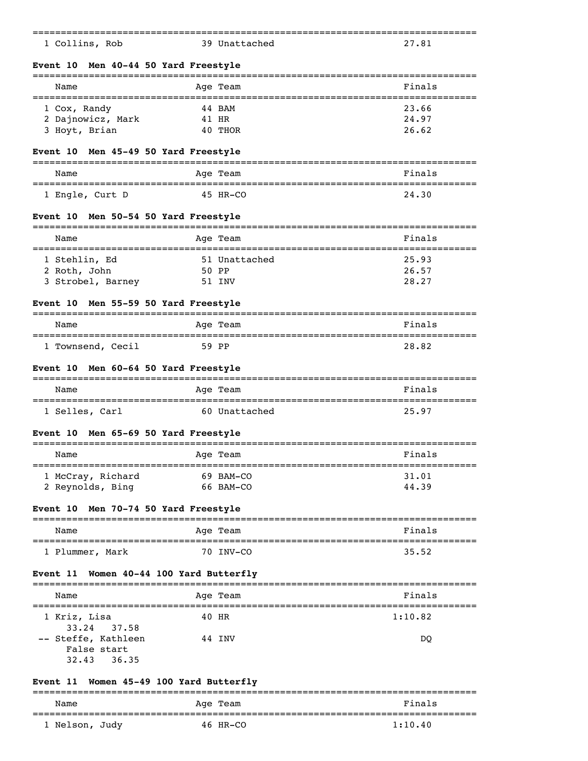| | Name | Age | Team | Finals |
|---|---|---|---|---|
| 1 | Collins, Rob | 39 | Unattached | 27.81 |

### Event 10 Men 40-44 50 Yard Freestyle

| | Name | Age | Team | Finals |
|---|---|---|---|---|
| 1 | Cox, Randy | 44 | BAM | 23.66 |
| 2 | Dajnowicz, Mark | 41 | HR | 24.97 |
| 3 | Hoyt, Brian | 40 | THOR | 26.62 |

### Event 10 Men 45-49 50 Yard Freestyle

| | Name | Age | Team | Finals |
|---|---|---|---|---|
| 1 | Engle, Curt D | 45 | HR-CO | 24.30 |

### Event 10 Men 50-54 50 Yard Freestyle

| | Name | Age | Team | Finals |
|---|---|---|---|---|
| 1 | Stehlin, Ed | 51 | Unattached | 25.93 |
| 2 | Roth, John | 50 | PP | 26.57 |
| 3 | Strobel, Barney | 51 | INV | 28.27 |

### Event 10 Men 55-59 50 Yard Freestyle

| | Name | Age | Team | Finals |
|---|---|---|---|---|
| 1 | Townsend, Cecil | 59 | PP | 28.82 |

### Event 10 Men 60-64 50 Yard Freestyle

| | Name | Age | Team | Finals |
|---|---|---|---|---|
| 1 | Selles, Carl | 60 | Unattached | 25.97 |

### Event 10 Men 65-69 50 Yard Freestyle

| | Name | Age | Team | Finals |
|---|---|---|---|---|
| 1 | McCray, Richard | 69 | BAM-CO | 31.01 |
| 2 | Reynolds, Bing | 66 | BAM-CO | 44.39 |

### Event 10 Men 70-74 50 Yard Freestyle

| | Name | Age | Team | Finals |
|---|---|---|---|---|
| 1 | Plummer, Mark | 70 | INV-CO | 35.52 |

### Event 11 Women 40-44 100 Yard Butterfly

| | Name | Age | Team | Finals |
|---|---|---|---|---|
| 1 | Kriz, Lisa | 40 | HR | 1:10.82 |
| | 33.24 37.58 | | | |
| -- | Steffe, Kathleen | 44 | INV | DQ |
| | False start | | | |
| | 32.43 36.35 | | | |

### Event 11 Women 45-49 100 Yard Butterfly

| | Name | Age | Team | Finals |
|---|---|---|---|---|
| 1 | Nelson, Judy | 46 | HR-CO | 1:10.40 |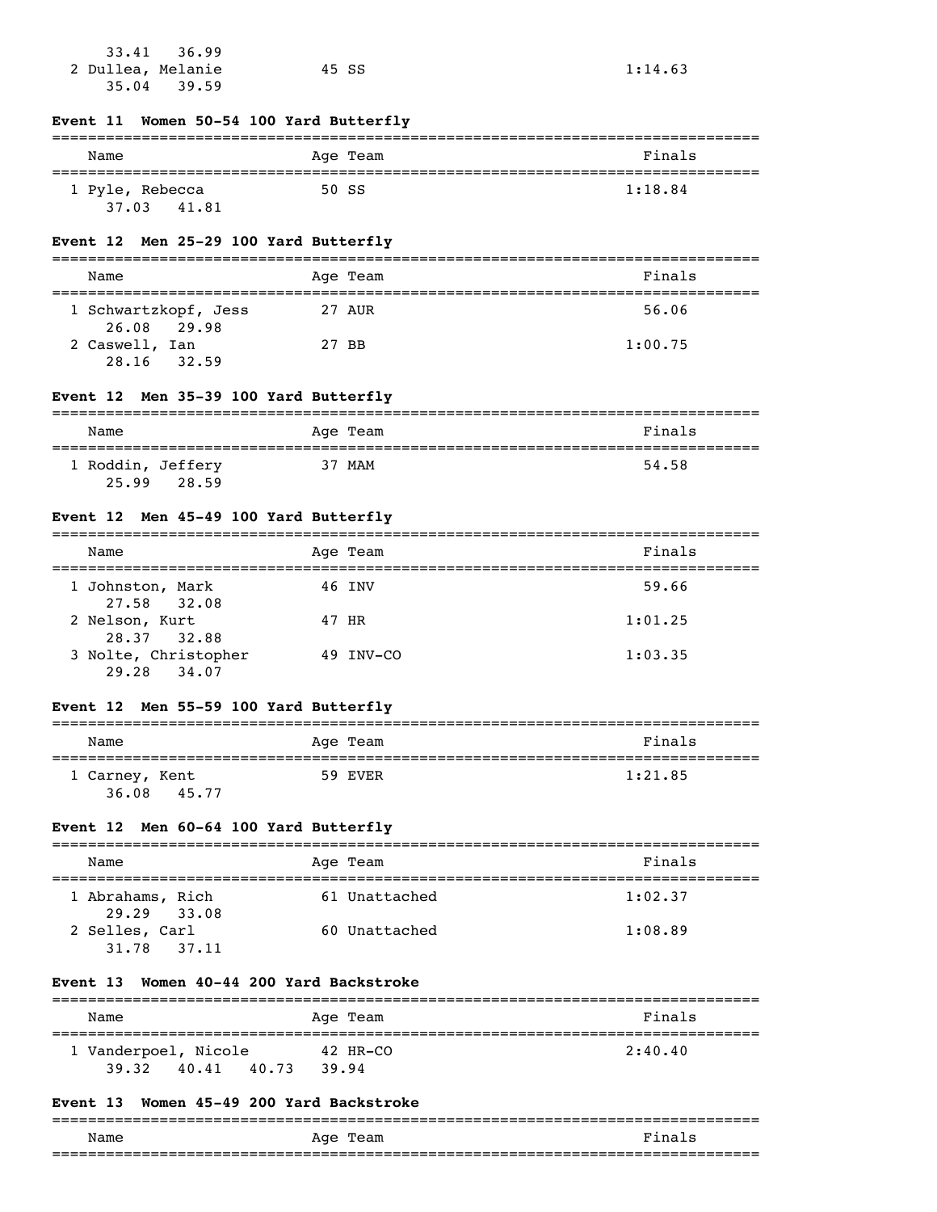33.41 36.99

| Name | Age | Team | Finals |
|---|---|---|---|
| 2 Dullea, Melanie | 45 | SS | 1:14.63 |
| 35.04 39.59 | | | |

### Event 11 Women 50-54 100 Yard Butterfly

| Name | Age | Team | Finals |
|---|---|---|---|
| 1 Pyle, Rebecca | 50 | SS | 1:18.84 |
| 37.03 41.81 | | | |

### Event 12 Men 25-29 100 Yard Butterfly

| Name | Age | Team | Finals |
|---|---|---|---|
| 1 Schwartzkopf, Jess | 27 | AUR | 56.06 |
| 26.08 29.98 | | | |
| 2 Caswell, Ian | 27 | BB | 1:00.75 |
| 28.16 32.59 | | | |

### Event 12 Men 35-39 100 Yard Butterfly

| Name | Age | Team | Finals |
|---|---|---|---|
| 1 Roddin, Jeffery | 37 | MAM | 54.58 |
| 25.99 28.59 | | | |

### Event 12 Men 45-49 100 Yard Butterfly

| Name | Age | Team | Finals |
|---|---|---|---|
| 1 Johnston, Mark | 46 | INV | 59.66 |
| 27.58 32.08 | | | |
| 2 Nelson, Kurt | 47 | HR | 1:01.25 |
| 28.37 32.88 | | | |
| 3 Nolte, Christopher | 49 | INV-CO | 1:03.35 |
| 29.28 34.07 | | | |

### Event 12 Men 55-59 100 Yard Butterfly

| Name | Age | Team | Finals |
|---|---|---|---|
| 1 Carney, Kent | 59 | EVER | 1:21.85 |
| 36.08 45.77 | | | |

### Event 12 Men 60-64 100 Yard Butterfly

| Name | Age | Team | Finals |
|---|---|---|---|
| 1 Abrahams, Rich | 61 | Unattached | 1:02.37 |
| 29.29 33.08 | | | |
| 2 Selles, Carl | 60 | Unattached | 1:08.89 |
| 31.78 37.11 | | | |

### Event 13 Women 40-44 200 Yard Backstroke

| Name | Age | Team | Finals |
|---|---|---|---|
| 1 Vanderpoel, Nicole | 42 | HR-CO | 2:40.40 |
| 39.32 40.41 40.73 39.94 | | | |

### Event 13 Women 45-49 200 Yard Backstroke

| Name | Age | Team | Finals |
|---|---|---|---|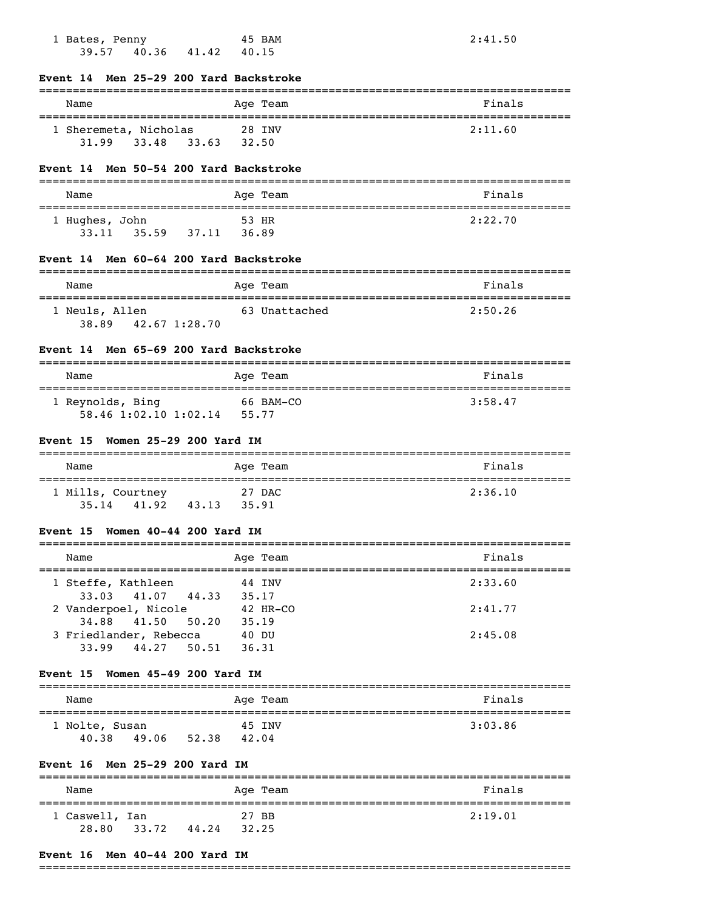| | Name | Age | Team | Finals |
|---|---|---|---|---|
| 1 | Bates, Penny | 45 | BAM | 2:41.50 |
| | 39.57 40.36 41.42 40.15 | | | |

### Event 14 Men 25-29 200 Yard Backstroke

| | Name | Age | Team | Finals |
|---|---|---|---|---|
| 1 | Sheremeta, Nicholas | 28 | INV | 2:11.60 |
| | 31.99 33.48 33.63 32.50 | | | |

### Event 14 Men 50-54 200 Yard Backstroke

| | Name | Age | Team | Finals |
|---|---|---|---|---|
| 1 | Hughes, John | 53 | HR | 2:22.70 |
| | 33.11 35.59 37.11 36.89 | | | |

### Event 14 Men 60-64 200 Yard Backstroke

| | Name | Age | Team | Finals |
|---|---|---|---|---|
| 1 | Neuls, Allen | 63 | Unattached | 2:50.26 |
| | 38.89 42.67 1:28.70 | | | |

### Event 14 Men 65-69 200 Yard Backstroke

| | Name | Age | Team | Finals |
|---|---|---|---|---|
| 1 | Reynolds, Bing | 66 | BAM-CO | 3:58.47 |
| | 58.46 1:02.10 1:02.14 55.77 | | | |

### Event 15 Women 25-29 200 Yard IM

| | Name | Age | Team | Finals |
|---|---|---|---|---|
| 1 | Mills, Courtney | 27 | DAC | 2:36.10 |
| | 35.14 41.92 43.13 35.91 | | | |

### Event 15 Women 40-44 200 Yard IM

| | Name | Age | Team | Finals |
|---|---|---|---|---|
| 1 | Steffe, Kathleen | 44 | INV | 2:33.60 |
| | 33.03 41.07 44.33 35.17 | | | |
| 2 | Vanderpoel, Nicole | 42 | HR-CO | 2:41.77 |
| | 34.88 41.50 50.20 35.19 | | | |
| 3 | Friedlander, Rebecca | 40 | DU | 2:45.08 |
| | 33.99 44.27 50.51 36.31 | | | |

### Event 15 Women 45-49 200 Yard IM

| | Name | Age | Team | Finals |
|---|---|---|---|---|
| 1 | Nolte, Susan | 45 | INV | 3:03.86 |
| | 40.38 49.06 52.38 42.04 | | | |

### Event 16 Men 25-29 200 Yard IM

| | Name | Age | Team | Finals |
|---|---|---|---|---|
| 1 | Caswell, Ian | 27 | BB | 2:19.01 |
| | 28.80 33.72 44.24 32.25 | | | |

### Event 16 Men 40-44 200 Yard IM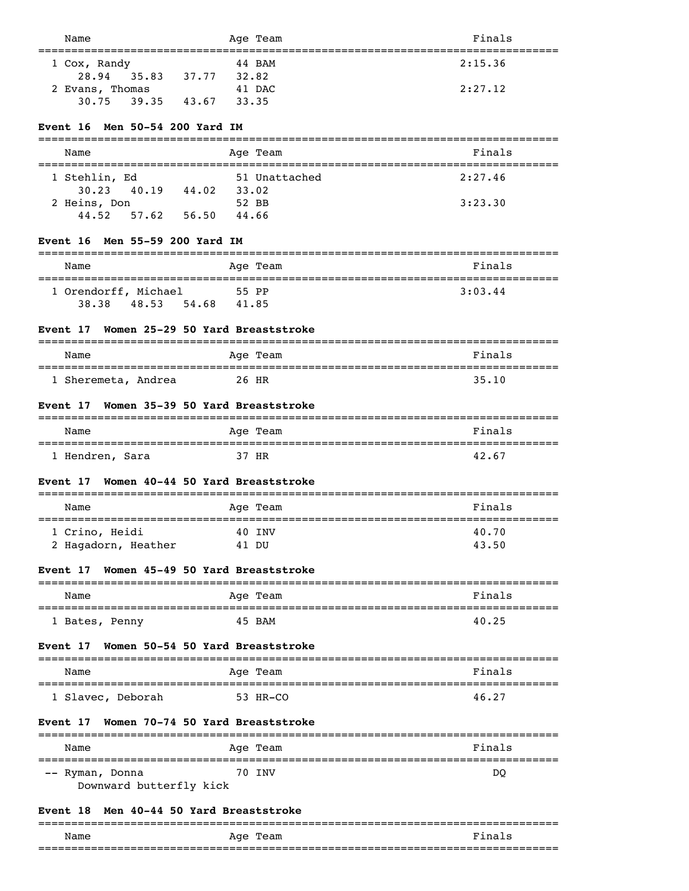| Name | Age | Team | Finals |
|---|---|---|---|
| 1 Cox, Randy | 44 | BAM | 2:15.36 |
| 28.94 35.83 37.77 32.82 | | | |
| 2 Evans, Thomas | 41 | DAC | 2:27.12 |
| 30.75 39.35 43.67 33.35 | | | |

### Event 16 Men 50-54 200 Yard IM

| Name | Age | Team | Finals |
|---|---|---|---|
| 1 Stehlin, Ed | 51 | Unattached | 2:27.46 |
| 30.23 40.19 44.02 33.02 | | | |
| 2 Heins, Don | 52 | BB | 3:23.30 |
| 44.52 57.62 56.50 44.66 | | | |

### Event 16 Men 55-59 200 Yard IM

| Name | Age | Team | Finals |
|---|---|---|---|
| 1 Orendorff, Michael | 55 | PP | 3:03.44 |
| 38.38 48.53 54.68 41.85 | | | |

### Event 17 Women 25-29 50 Yard Breaststroke

| Name | Age | Team | Finals |
|---|---|---|---|
| 1 Sheremeta, Andrea | 26 | HR | 35.10 |

### Event 17 Women 35-39 50 Yard Breaststroke

| Name | Age | Team | Finals |
|---|---|---|---|
| 1 Hendren, Sara | 37 | HR | 42.67 |

### Event 17 Women 40-44 50 Yard Breaststroke

| Name | Age | Team | Finals |
|---|---|---|---|
| 1 Crino, Heidi | 40 | INV | 40.70 |
| 2 Hagadorn, Heather | 41 | DU | 43.50 |

### Event 17 Women 45-49 50 Yard Breaststroke

| Name | Age | Team | Finals |
|---|---|---|---|
| 1 Bates, Penny | 45 | BAM | 40.25 |

### Event 17 Women 50-54 50 Yard Breaststroke

| Name | Age | Team | Finals |
|---|---|---|---|
| 1 Slavec, Deborah | 53 | HR-CO | 46.27 |

### Event 17 Women 70-74 50 Yard Breaststroke

| Name | Age | Team | Finals |
|---|---|---|---|
| -- Ryman, Donna | 70 | INV | DQ |
| Downward butterfly kick | | | |

### Event 18 Men 40-44 50 Yard Breaststroke

| Name | Age | Team | Finals |
|---|---|---|---|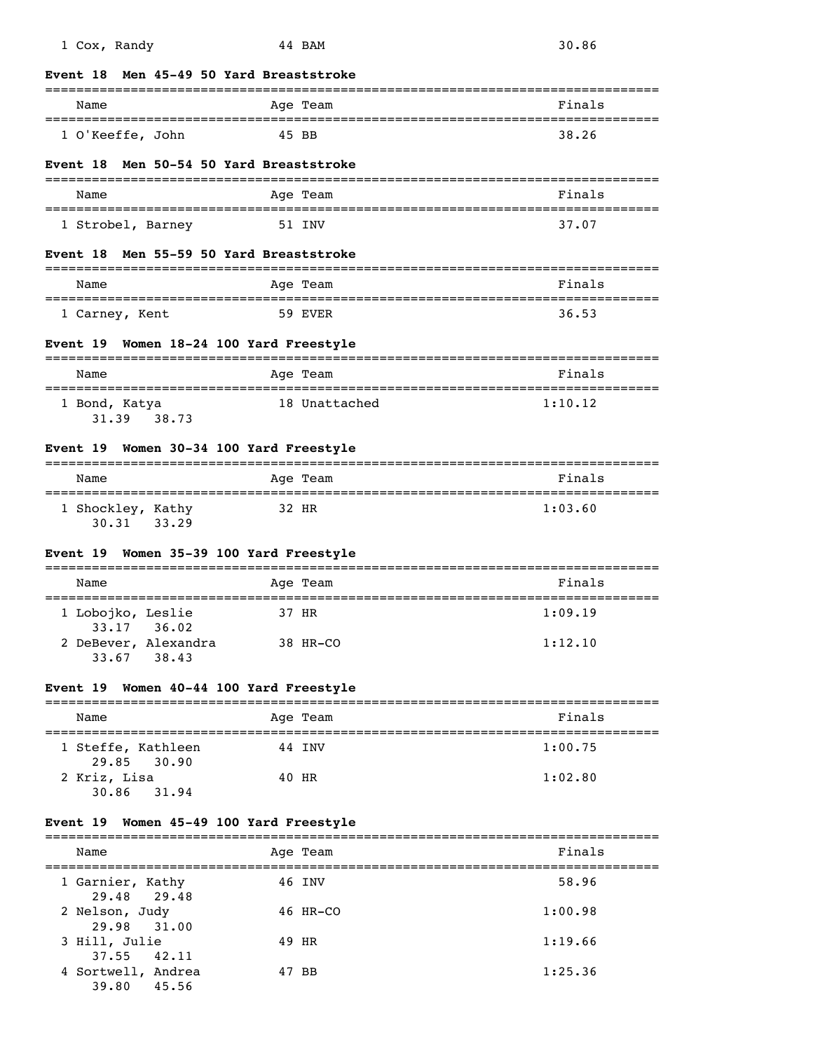| Name | Age | Team | Finals |
|---|---|---|---|
| 1 Cox, Randy | 44 | BAM | 30.86 |

### Event 18 Men 45-49 50 Yard Breaststroke

| Name | Age | Team | Finals |
|---|---|---|---|
| 1 O'Keeffe, John | 45 | BB | 38.26 |

### Event 18 Men 50-54 50 Yard Breaststroke

| Name | Age | Team | Finals |
|---|---|---|---|
| 1 Strobel, Barney | 51 | INV | 37.07 |

### Event 18 Men 55-59 50 Yard Breaststroke

| Name | Age | Team | Finals |
|---|---|---|---|
| 1 Carney, Kent | 59 | EVER | 36.53 |

### Event 19 Women 18-24 100 Yard Freestyle

| Name | Age | Team | Finals |
|---|---|---|---|
| 1 Bond, Katya | 18 | Unattached | 1:10.12 |
| 31.39 38.73 | | | |

### Event 19 Women 30-34 100 Yard Freestyle

| Name | Age | Team | Finals |
|---|---|---|---|
| 1 Shockley, Kathy | 32 | HR | 1:03.60 |
| 30.31 33.29 | | | |

### Event 19 Women 35-39 100 Yard Freestyle

| Name | Age | Team | Finals |
|---|---|---|---|
| 1 Lobojko, Leslie | 37 | HR | 1:09.19 |
| 33.17 36.02 | | | |
| 2 DeBever, Alexandra | 38 | HR-CO | 1:12.10 |
| 33.67 38.43 | | | |

### Event 19 Women 40-44 100 Yard Freestyle

| Name | Age | Team | Finals |
|---|---|---|---|
| 1 Steffe, Kathleen | 44 | INV | 1:00.75 |
| 29.85 30.90 | | | |
| 2 Kriz, Lisa | 40 | HR | 1:02.80 |
| 30.86 31.94 | | | |

### Event 19 Women 45-49 100 Yard Freestyle

| Name | Age | Team | Finals |
|---|---|---|---|
| 1 Garnier, Kathy | 46 | INV | 58.96 |
| 29.48 29.48 | | | |
| 2 Nelson, Judy | 46 | HR-CO | 1:00.98 |
| 29.98 31.00 | | | |
| 3 Hill, Julie | 49 | HR | 1:19.66 |
| 37.55 42.11 | | | |
| 4 Sortwell, Andrea | 47 | BB | 1:25.36 |
| 39.80 45.56 | | | |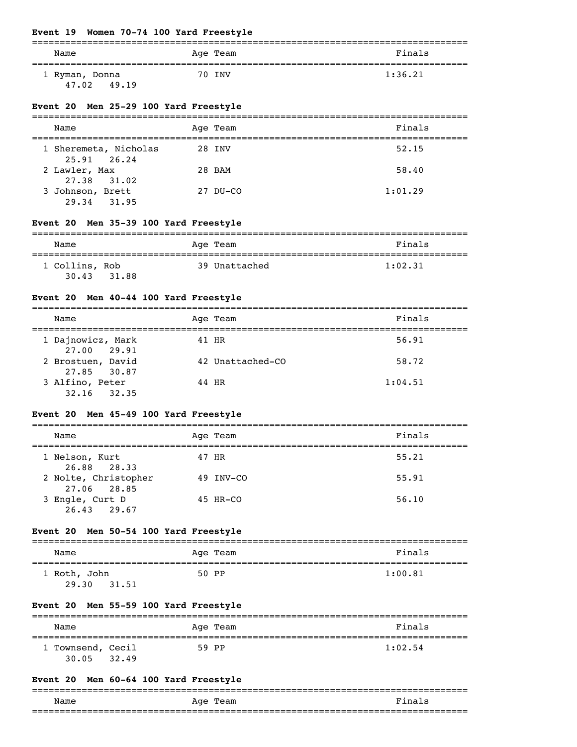### Event 19 Women 70-74 100 Yard Freestyle

| Name | Age | Team | Finals |
|---|---|---|---|
| 1 Ryman, Donna | 70 | INV | 1:36.21 |
| 47.02 49.19 | | | |

### Event 20 Men 25-29 100 Yard Freestyle

| Name | Age | Team | Finals |
|---|---|---|---|
| 1 Sheremeta, Nicholas | 28 | INV | 52.15 |
| 25.91 26.24 | | | |
| 2 Lawler, Max | 28 | BAM | 58.40 |
| 27.38 31.02 | | | |
| 3 Johnson, Brett | 27 | DU-CO | 1:01.29 |
| 29.34 31.95 | | | |

### Event 20 Men 35-39 100 Yard Freestyle

| Name | Age | Team | Finals |
|---|---|---|---|
| 1 Collins, Rob | 39 | Unattached | 1:02.31 |
| 30.43 31.88 | | | |

### Event 20 Men 40-44 100 Yard Freestyle

| Name | Age | Team | Finals |
|---|---|---|---|
| 1 Dajnowicz, Mark | 41 | HR | 56.91 |
| 27.00 29.91 | | | |
| 2 Brostuen, David | 42 | Unattached-CO | 58.72 |
| 27.85 30.87 | | | |
| 3 Alfino, Peter | 44 | HR | 1:04.51 |
| 32.16 32.35 | | | |

### Event 20 Men 45-49 100 Yard Freestyle

| Name | Age | Team | Finals |
|---|---|---|---|
| 1 Nelson, Kurt | 47 | HR | 55.21 |
| 26.88 28.33 | | | |
| 2 Nolte, Christopher | 49 | INV-CO | 55.91 |
| 27.06 28.85 | | | |
| 3 Engle, Curt D | 45 | HR-CO | 56.10 |
| 26.43 29.67 | | | |

### Event 20 Men 50-54 100 Yard Freestyle

| Name | Age | Team | Finals |
|---|---|---|---|
| 1 Roth, John | 50 | PP | 1:00.81 |
| 29.30 31.51 | | | |

### Event 20 Men 55-59 100 Yard Freestyle

| Name | Age | Team | Finals |
|---|---|---|---|
| 1 Townsend, Cecil | 59 | PP | 1:02.54 |
| 30.05 32.49 | | | |

### Event 20 Men 60-64 100 Yard Freestyle

| Name | Age | Team | Finals |
|---|---|---|---|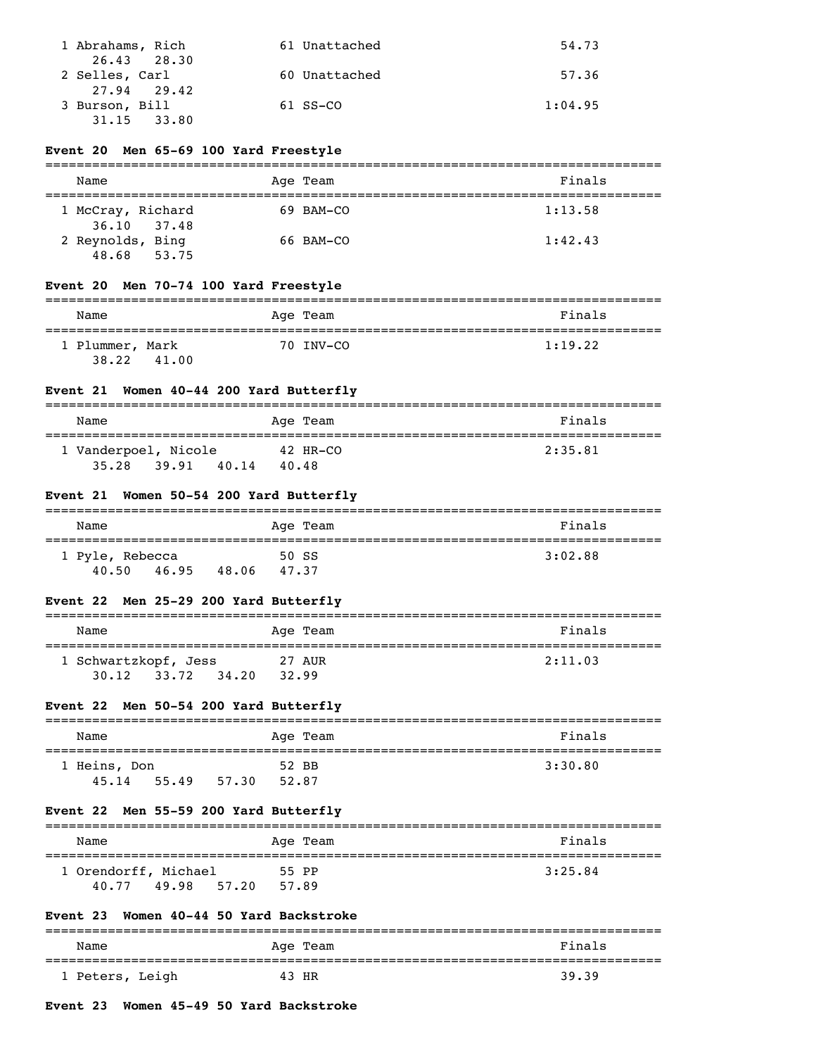| Name | Age Team | Finals |
|---|---|---|
| 1 Abrahams, Rich | 61 Unattached | 54.73 |
| 26.43 28.30 | | |
| 2 Selles, Carl | 60 Unattached | 57.36 |
| 27.94 29.42 | | |
| 3 Burson, Bill | 61 SS-CO | 1:04.95 |
| 31.15 33.80 | | |

**Event 20 Men 65-69 100 Yard Freestyle**

| Name | Age Team | Finals |
|---|---|---|
| 1 McCray, Richard | 69 BAM-CO | 1:13.58 |
| 36.10 37.48 | | |
| 2 Reynolds, Bing | 66 BAM-CO | 1:42.43 |
| 48.68 53.75 | | |

**Event 20 Men 70-74 100 Yard Freestyle**

| Name | Age Team | Finals |
|---|---|---|
| 1 Plummer, Mark | 70 INV-CO | 1:19.22 |
| 38.22 41.00 | | |

**Event 21 Women 40-44 200 Yard Butterfly**

| Name | Age Team | Finals |
|---|---|---|
| 1 Vanderpoel, Nicole | 42 HR-CO | 2:35.81 |
| 35.28 39.91 40.14 40.48 | | |

**Event 21 Women 50-54 200 Yard Butterfly**

| Name | Age Team | Finals |
|---|---|---|
| 1 Pyle, Rebecca | 50 SS | 3:02.88 |
| 40.50 46.95 48.06 47.37 | | |

**Event 22 Men 25-29 200 Yard Butterfly**

| Name | Age Team | Finals |
|---|---|---|
| 1 Schwartzkopf, Jess | 27 AUR | 2:11.03 |
| 30.12 33.72 34.20 32.99 | | |

**Event 22 Men 50-54 200 Yard Butterfly**

| Name | Age Team | Finals |
|---|---|---|
| 1 Heins, Don | 52 BB | 3:30.80 |
| 45.14 55.49 57.30 52.87 | | |

**Event 22 Men 55-59 200 Yard Butterfly**

| Name | Age Team | Finals |
|---|---|---|
| 1 Orendorff, Michael | 55 PP | 3:25.84 |
| 40.77 49.98 57.20 57.89 | | |

**Event 23 Women 40-44 50 Yard Backstroke**

| Name | Age Team | Finals |
|---|---|---|
| 1 Peters, Leigh | 43 HR | 39.39 |

**Event 23 Women 45-49 50 Yard Backstroke**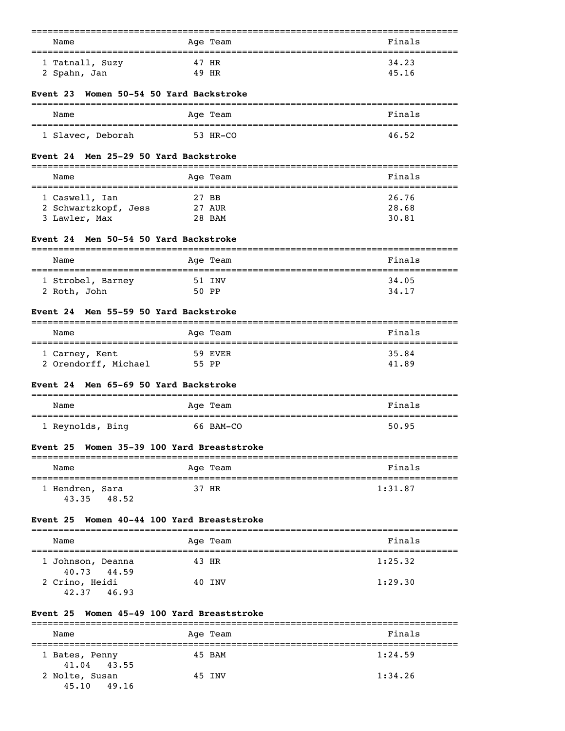| Name | Age | Team | Finals |
|---|---|---|---|
| 1 Tatnall, Suzy | 47 | HR | 34.23 |
| 2 Spahn, Jan | 49 | HR | 45.16 |

### Event 23 Women 50-54 50 Yard Backstroke

| Name | Age | Team | Finals |
|---|---|---|---|
| 1 Slavec, Deborah | 53 | HR-CO | 46.52 |

### Event 24 Men 25-29 50 Yard Backstroke

| Name | Age | Team | Finals |
|---|---|---|---|
| 1 Caswell, Ian | 27 | BB | 26.76 |
| 2 Schwartzkopf, Jess | 27 | AUR | 28.68 |
| 3 Lawler, Max | 28 | BAM | 30.81 |

### Event 24 Men 50-54 50 Yard Backstroke

| Name | Age | Team | Finals |
|---|---|---|---|
| 1 Strobel, Barney | 51 | INV | 34.05 |
| 2 Roth, John | 50 | PP | 34.17 |

### Event 24 Men 55-59 50 Yard Backstroke

| Name | Age | Team | Finals |
|---|---|---|---|
| 1 Carney, Kent | 59 | EVER | 35.84 |
| 2 Orendorff, Michael | 55 | PP | 41.89 |

### Event 24 Men 65-69 50 Yard Backstroke

| Name | Age | Team | Finals |
|---|---|---|---|
| 1 Reynolds, Bing | 66 | BAM-CO | 50.95 |

### Event 25 Women 35-39 100 Yard Breaststroke

| Name | Age | Team | Finals |
|---|---|---|---|
| 1 Hendren, Sara | 37 | HR | 1:31.87 |
| 43.35 48.52 | | | |

### Event 25 Women 40-44 100 Yard Breaststroke

| Name | Age | Team | Finals |
|---|---|---|---|
| 1 Johnson, Deanna | 43 | HR | 1:25.32 |
| 40.73 44.59 | | | |
| 2 Crino, Heidi | 40 | INV | 1:29.30 |
| 42.37 46.93 | | | |

### Event 25 Women 45-49 100 Yard Breaststroke

| Name | Age | Team | Finals |
|---|---|---|---|
| 1 Bates, Penny | 45 | BAM | 1:24.59 |
| 41.04 43.55 | | | |
| 2 Nolte, Susan | 45 | INV | 1:34.26 |
| 45.10 49.16 | | | |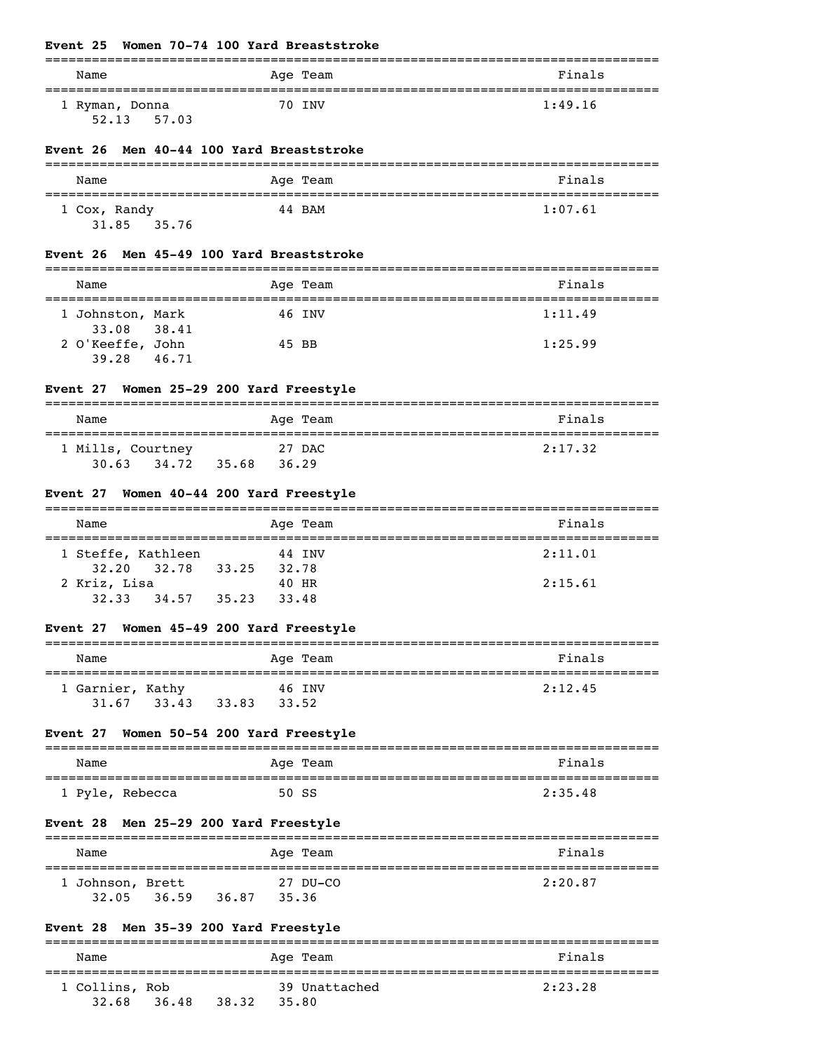### Event 25 Women 70-74 100 Yard Breaststroke

| Name | Age | Team | Finals |
|---|---|---|---|
| 1 Ryman, Donna | 70 | INV | 1:49.16 |
| 52.13 57.03 | | | |

### Event 26 Men 40-44 100 Yard Breaststroke

| Name | Age | Team | Finals |
|---|---|---|---|
| 1 Cox, Randy | 44 | BAM | 1:07.61 |
| 31.85 35.76 | | | |

### Event 26 Men 45-49 100 Yard Breaststroke

| Name | Age | Team | Finals |
|---|---|---|---|
| 1 Johnston, Mark | 46 | INV | 1:11.49 |
| 33.08 38.41 | | | |
| 2 O'Keeffe, John | 45 | BB | 1:25.99 |
| 39.28 46.71 | | | |

### Event 27 Women 25-29 200 Yard Freestyle

| Name | Age | Team | Finals |
|---|---|---|---|
| 1 Mills, Courtney | 27 | DAC | 2:17.32 |
| 30.63 34.72 35.68 36.29 | | | |

### Event 27 Women 40-44 200 Yard Freestyle

| Name | Age | Team | Finals |
|---|---|---|---|
| 1 Steffe, Kathleen | 44 | INV | 2:11.01 |
| 32.20 32.78 33.25 32.78 | | | |
| 2 Kriz, Lisa | 40 | HR | 2:15.61 |
| 32.33 34.57 35.23 33.48 | | | |

### Event 27 Women 45-49 200 Yard Freestyle

| Name | Age | Team | Finals |
|---|---|---|---|
| 1 Garnier, Kathy | 46 | INV | 2:12.45 |
| 31.67 33.43 33.83 33.52 | | | |

### Event 27 Women 50-54 200 Yard Freestyle

| Name | Age | Team | Finals |
|---|---|---|---|
| 1 Pyle, Rebecca | 50 | SS | 2:35.48 |

### Event 28 Men 25-29 200 Yard Freestyle

| Name | Age | Team | Finals |
|---|---|---|---|
| 1 Johnson, Brett | 27 | DU-CO | 2:20.87 |
| 32.05 36.59 36.87 35.36 | | | |

### Event 28 Men 35-39 200 Yard Freestyle

| Name | Age | Team | Finals |
|---|---|---|---|
| 1 Collins, Rob | 39 | Unattached | 2:23.28 |
| 32.68 36.48 38.32 35.80 | | | |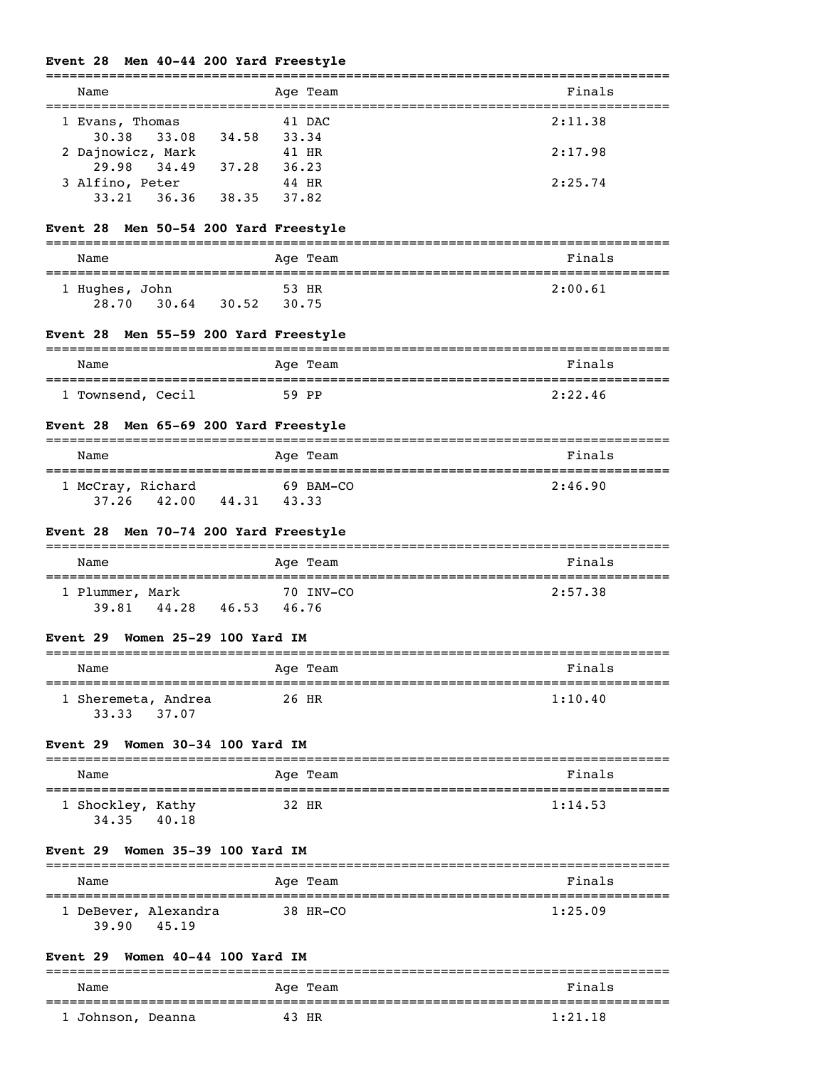### Event 28 Men 40-44 200 Yard Freestyle

| Name | Age | Team | Finals |
|---|---|---|---|
| 1 Evans, Thomas | 41 | DAC | 2:11.38 |
| 30.38 33.08 34.58 33.34 | | | |
| 2 Dajnowicz, Mark | 41 | HR | 2:17.98 |
| 29.98 34.49 37.28 36.23 | | | |
| 3 Alfino, Peter | 44 | HR | 2:25.74 |
| 33.21 36.36 38.35 37.82 | | | |

### Event 28 Men 50-54 200 Yard Freestyle

| Name | Age | Team | Finals |
|---|---|---|---|
| 1 Hughes, John | 53 | HR | 2:00.61 |
| 28.70 30.64 30.52 30.75 | | | |

### Event 28 Men 55-59 200 Yard Freestyle

| Name | Age | Team | Finals |
|---|---|---|---|
| 1 Townsend, Cecil | 59 | PP | 2:22.46 |

### Event 28 Men 65-69 200 Yard Freestyle

| Name | Age | Team | Finals |
|---|---|---|---|
| 1 McCray, Richard | 69 | BAM-CO | 2:46.90 |
| 37.26 42.00 44.31 43.33 | | | |

### Event 28 Men 70-74 200 Yard Freestyle

| Name | Age | Team | Finals |
|---|---|---|---|
| 1 Plummer, Mark | 70 | INV-CO | 2:57.38 |
| 39.81 44.28 46.53 46.76 | | | |

### Event 29 Women 25-29 100 Yard IM

| Name | Age | Team | Finals |
|---|---|---|---|
| 1 Sheremeta, Andrea | 26 | HR | 1:10.40 |
| 33.33 37.07 | | | |

### Event 29 Women 30-34 100 Yard IM

| Name | Age | Team | Finals |
|---|---|---|---|
| 1 Shockley, Kathy | 32 | HR | 1:14.53 |
| 34.35 40.18 | | | |

### Event 29 Women 35-39 100 Yard IM

| Name | Age | Team | Finals |
|---|---|---|---|
| 1 DeBever, Alexandra | 38 | HR-CO | 1:25.09 |
| 39.90 45.19 | | | |

### Event 29 Women 40-44 100 Yard IM

| Name | Age | Team | Finals |
|---|---|---|---|
| 1 Johnson, Deanna | 43 | HR | 1:21.18 |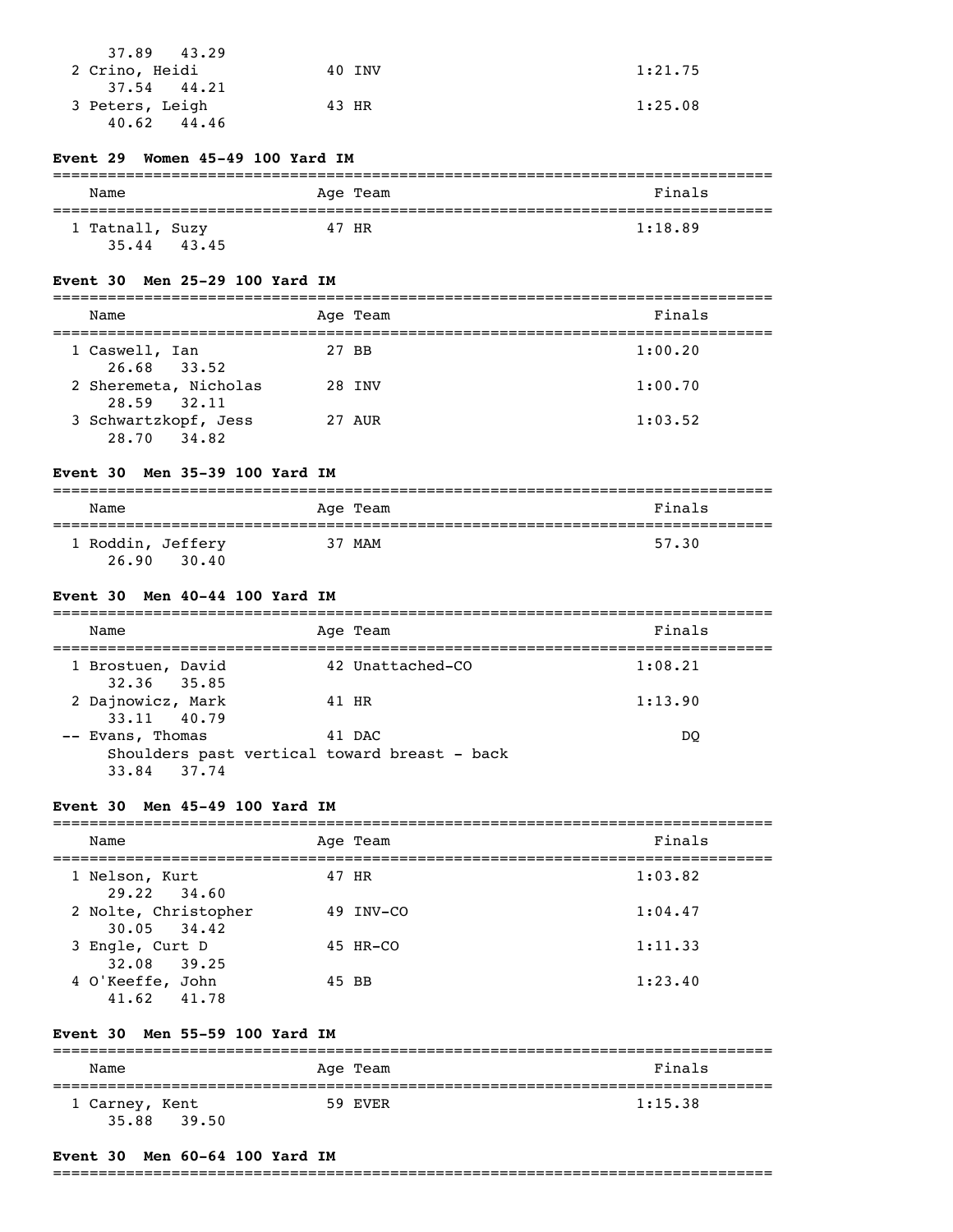| Name | Age | Team | Finals |
|---|---|---|---|
| 37.89 43.29 | | | |
| 2 Crino, Heidi | 40 | INV | 1:21.75 |
| 37.54 44.21 | | | |
| 3 Peters, Leigh | 43 | HR | 1:25.08 |
| 40.62 44.46 | | | |

### Event 29 Women 45-49 100 Yard IM

| Name | Age | Team | Finals |
|---|---|---|---|
| 1 Tatnall, Suzy | 47 | HR | 1:18.89 |
| 35.44 43.45 | | | |

### Event 30 Men 25-29 100 Yard IM

| Name | Age | Team | Finals |
|---|---|---|---|
| 1 Caswell, Ian | 27 | BB | 1:00.20 |
| 26.68 33.52 | | | |
| 2 Sheremeta, Nicholas | 28 | INV | 1:00.70 |
| 28.59 32.11 | | | |
| 3 Schwartzkopf, Jess | 27 | AUR | 1:03.52 |
| 28.70 34.82 | | | |

### Event 30 Men 35-39 100 Yard IM

| Name | Age | Team | Finals |
|---|---|---|---|
| 1 Roddin, Jeffery | 37 | MAM | 57.30 |
| 26.90 30.40 | | | |

### Event 30 Men 40-44 100 Yard IM

| Name | Age | Team | Finals |
|---|---|---|---|
| 1 Brostuen, David | 42 | Unattached-CO | 1:08.21 |
| 32.36 35.85 | | | |
| 2 Dajnowicz, Mark | 41 | HR | 1:13.90 |
| 33.11 40.79 | | | |
| -- Evans, Thomas | 41 | DAC | DQ |
| Shoulders past vertical toward breast - back | | | |
| 33.84 37.74 | | | |

### Event 30 Men 45-49 100 Yard IM

| Name | Age | Team | Finals |
|---|---|---|---|
| 1 Nelson, Kurt | 47 | HR | 1:03.82 |
| 29.22 34.60 | | | |
| 2 Nolte, Christopher | 49 | INV-CO | 1:04.47 |
| 30.05 34.42 | | | |
| 3 Engle, Curt D | 45 | HR-CO | 1:11.33 |
| 32.08 39.25 | | | |
| 4 O'Keeffe, John | 45 | BB | 1:23.40 |
| 41.62 41.78 | | | |

### Event 30 Men 55-59 100 Yard IM

| Name | Age | Team | Finals |
|---|---|---|---|
| 1 Carney, Kent | 59 | EVER | 1:15.38 |
| 35.88 39.50 | | | |

### Event 30 Men 60-64 100 Yard IM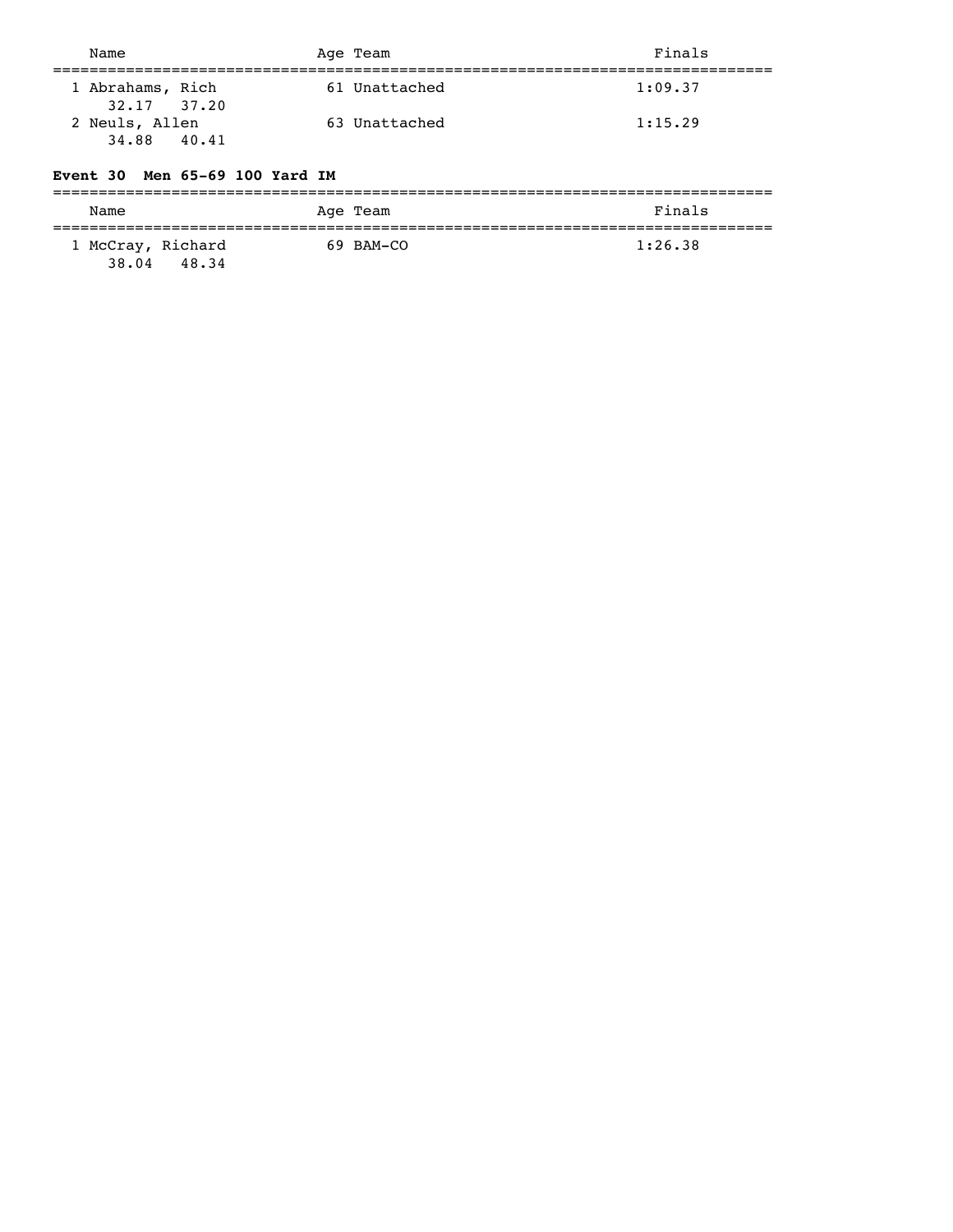| Name | Age | Team | Finals |
|---|---|---|---|
| 1 Abrahams, Rich | 61 | Unattached | 1:09.37 |
| 32.17 37.20 | | | |
| 2 Neuls, Allen | 63 | Unattached | 1:15.29 |
| 34.88 40.41 | | | |

**Event 30 Men 65-69 100 Yard IM**

| Name | Age | Team | Finals |
|---|---|---|---|
| 1 McCray, Richard | 69 | BAM-CO | 1:26.38 |
| 38.04 48.34 | | | |